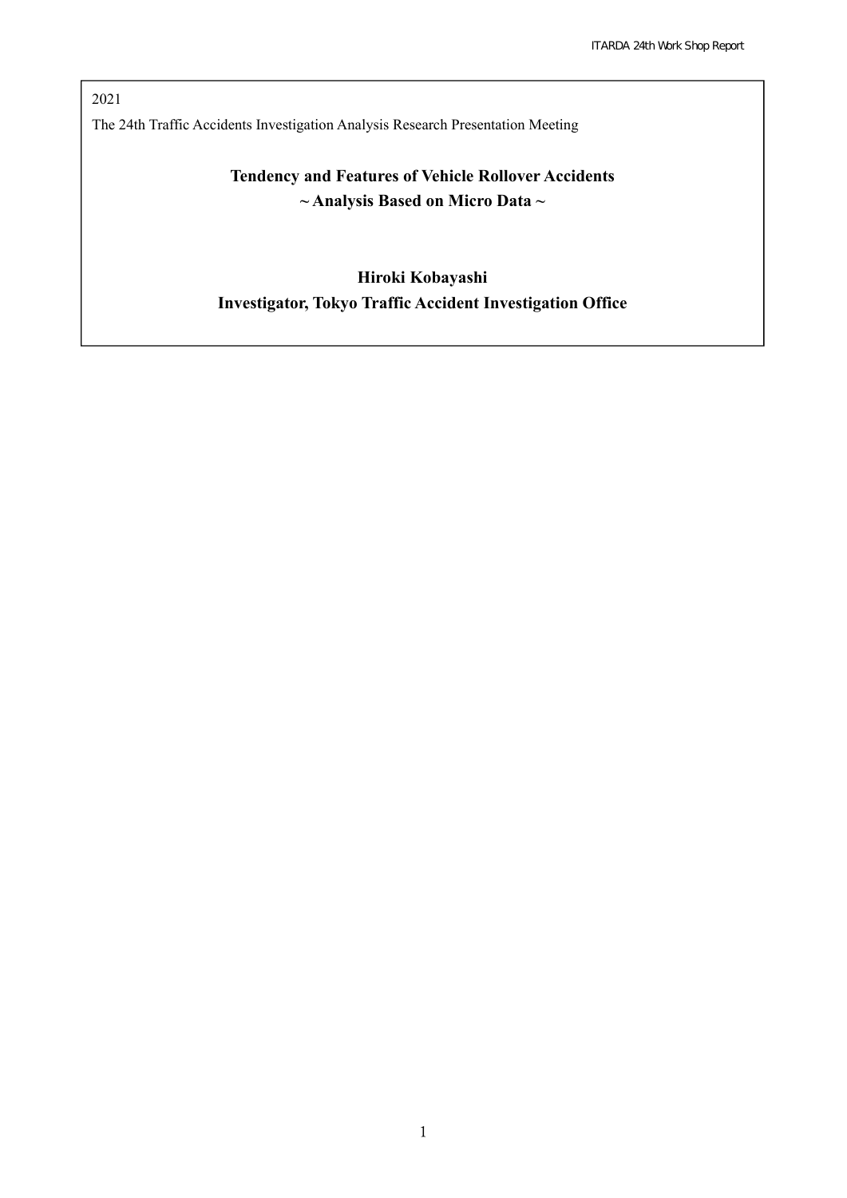2021

The 24th Traffic Accidents Investigation Analysis Research Presentation Meeting

# Tendency and Features of Vehicle Rollover Accidents

## ~ Analysis Based on Micro Data ~

**Hiroki Kobayashi**

**Investigator, Tokyo Traffic Accident Investigation Office**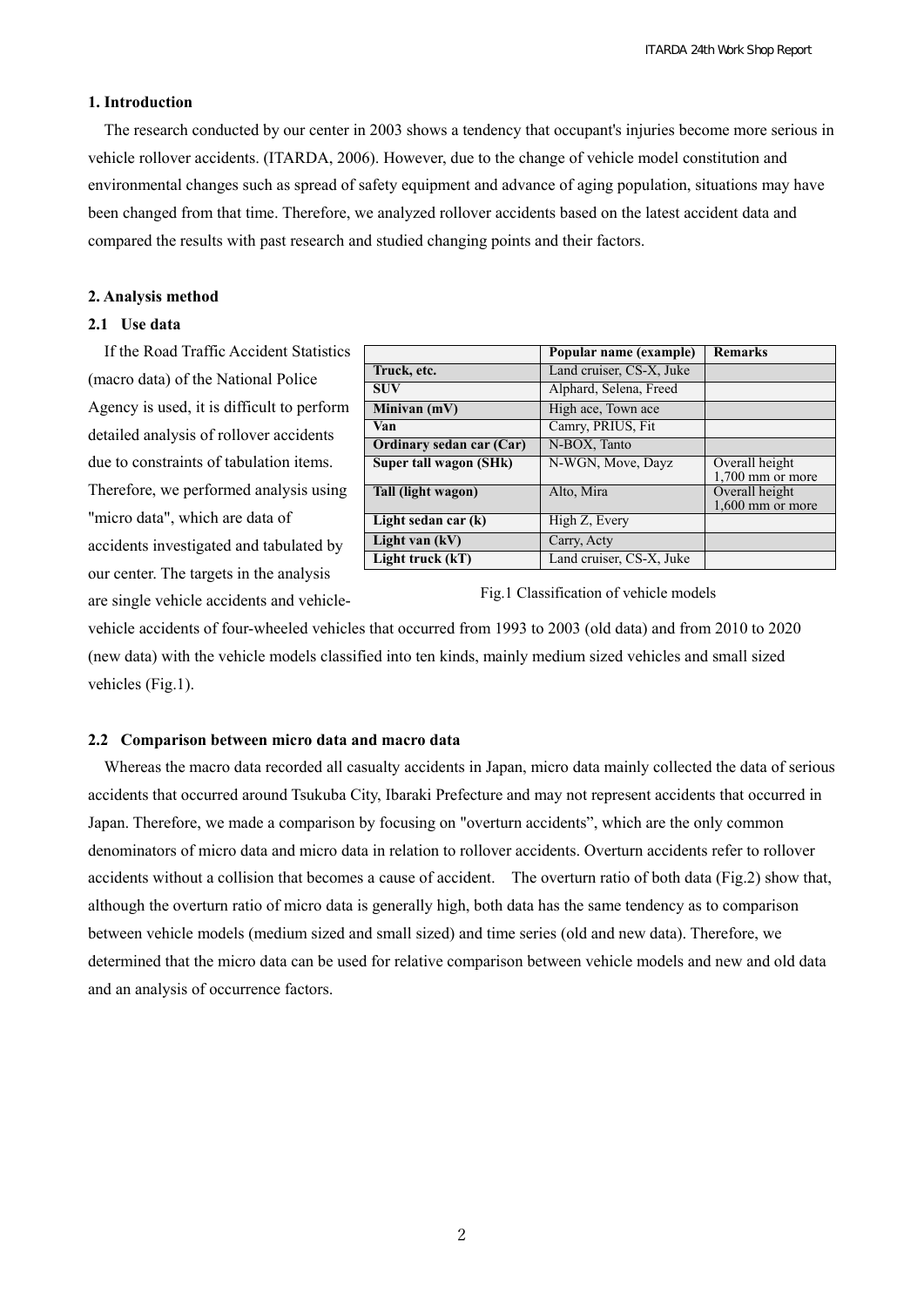## 1. Introduction

The research conducted by our center in 2003 shows a tendency that occupant's injuries become more serious in vehicle rollover accidents. (ITARDA, 2006). However, due to the change of vehicle model constitution and environmental changes such as spread of safety equipment and advance of aging population, situations may have been changed from that time. Therefore, we analyzed rollover accidents based on the latest accident data and compared the results with past research and studied changing points and their factors.

## 2. Analysis method

### 2.1 Use data

If the Road Traffic Accident Statistics (macro data) of the National Police Agency is used, it is difficult to perform detailed analysis of rollover accidents due to constraints of tabulation items. Therefore, we performed analysis using "micro data", which are data of accidents investigated and tabulated by our center. The targets in the analysis are single vehicle accidents and vehicle-vehicle accidents of four-wheeled vehicles that occurred from 1993 to 2003 (old data) and from 2010 to 2020 (new data) with the vehicle models classified into ten kinds, mainly medium sized vehicles and small sized vehicles (Fig.1).

| | Popular name (example) | Remarks |
|---|---|---|
| **Truck, etc.** | Land cruiser, CS-X, Juke | |
| **SUV** | Alphard, Selena, Freed | |
| **Minivan (mV)** | High ace, Town ace | |
| **Van** | Camry, PRIUS, Fit | |
| **Ordinary sedan car (Car)** | N-BOX, Tanto | |
| **Super tall wagon (SHk)** | N-WGN, Move, Dayz | Overall height 1,700 mm or more |
| **Tall (light wagon)** | Alto, Mira | Overall height 1,600 mm or more |
| **Light sedan car (k)** | High Z, Every | |
| **Light van (kV)** | Carry, Acty | |
| **Light truck (kT)** | Land cruiser, CS-X, Juke | |

Fig.1 Classification of vehicle models

### 2.2 Comparison between micro data and macro data

Whereas the macro data recorded all casualty accidents in Japan, micro data mainly collected the data of serious accidents that occurred around Tsukuba City, Ibaraki Prefecture and may not represent accidents that occurred in Japan. Therefore, we made a comparison by focusing on "overturn accidents", which are the only common denominators of micro data and micro data in relation to rollover accidents. Overturn accidents refer to rollover accidents without a collision that becomes a cause of accident. The overturn ratio of both data (Fig.2) show that, although the overturn ratio of micro data is generally high, both data has the same tendency as to comparison between vehicle models (medium sized and small sized) and time series (old and new data). Therefore, we determined that the micro data can be used for relative comparison between vehicle models and new and old data and an analysis of occurrence factors.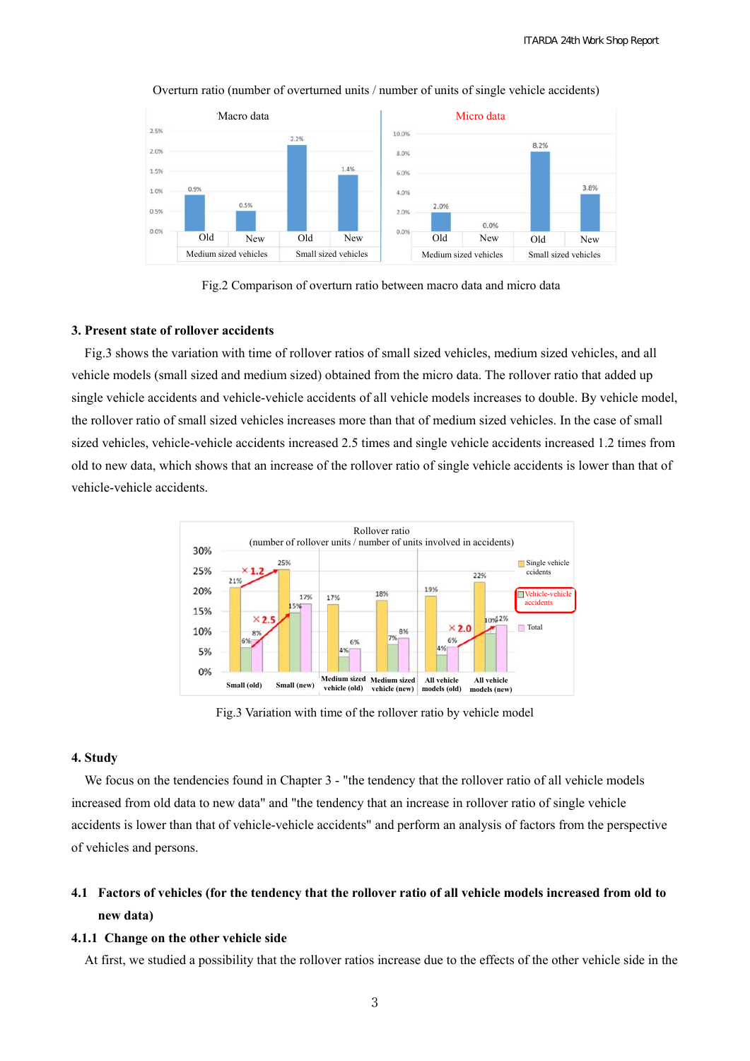Overturn ratio (number of overturned units / number of units of single vehicle accidents)

Fig.2 Comparison of overturn ratio between macro data and micro data

## 3. Present state of rollover accidents

Fig.3 shows the variation with time of rollover ratios of small sized vehicles, medium sized vehicles, and all vehicle models (small sized and medium sized) obtained from the micro data. The rollover ratio that added up single vehicle accidents and vehicle-vehicle accidents of all vehicle models increases to double. By vehicle model, the rollover ratio of small sized vehicles increases more than that of medium sized vehicles. In the case of small sized vehicles, vehicle-vehicle accidents increased 2.5 times and single vehicle accidents increased 1.2 times from old to new data, which shows that an increase of the rollover ratio of single vehicle accidents is lower than that of vehicle-vehicle accidents.

Fig.3 Variation with time of the rollover ratio by vehicle model

## 4. Study

We focus on the tendencies found in Chapter 3 - "the tendency that the rollover ratio of all vehicle models increased from old data to new data" and "the tendency that an increase in rollover ratio of single vehicle accidents is lower than that of vehicle-vehicle accidents" and perform an analysis of factors from the perspective of vehicles and persons.

### 4.1 Factors of vehicles (for the tendency that the rollover ratio of all vehicle models increased from old to new data)

#### 4.1.1 Change on the other vehicle side

At first, we studied a possibility that the rollover ratios increase due to the effects of the other vehicle side in the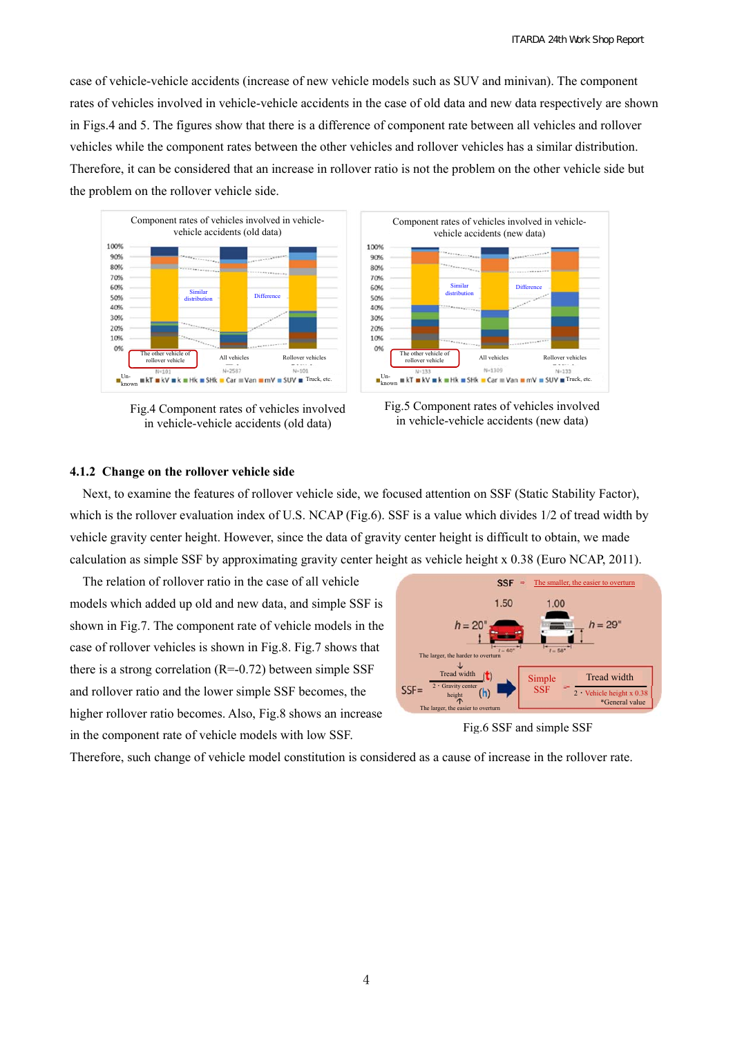case of vehicle-vehicle accidents (increase of new vehicle models such as SUV and minivan). The component rates of vehicles involved in vehicle-vehicle accidents in the case of old data and new data respectively are shown in Figs.4 and 5. The figures show that there is a difference of component rate between all vehicles and rollover vehicles while the component rates between the other vehicles and rollover vehicles has a similar distribution. Therefore, it can be considered that an increase in rollover ratio is not the problem on the other vehicle side but the problem on the rollover vehicle side.

Fig.4 Component rates of vehicles involved in vehicle-vehicle accidents (old data)

Fig.5 Component rates of vehicles involved in vehicle-vehicle accidents (new data)

### 4.1.2 Change on the rollover vehicle side

Next, to examine the features of rollover vehicle side, we focused attention on SSF (Static Stability Factor), which is the rollover evaluation index of U.S. NCAP (Fig.6). SSF is a value which divides 1/2 of tread width by vehicle gravity center height. However, since the data of gravity center height is difficult to obtain, we made calculation as simple SSF by approximating gravity center height as vehicle height x 0.38 (Euro NCAP, 2011).

The relation of rollover ratio in the case of all vehicle models which added up old and new data, and simple SSF is shown in Fig.7. The component rate of vehicle models in the case of rollover vehicles is shown in Fig.8. Fig.7 shows that there is a strong correlation (R=-0.72) between simple SSF and rollover ratio and the lower simple SSF becomes, the higher rollover ratio becomes. Also, Fig.8 shows an increase in the component rate of vehicle models with low SSF.

Fig.6 SSF and simple SSF

Therefore, such change of vehicle model constitution is considered as a cause of increase in the rollover rate.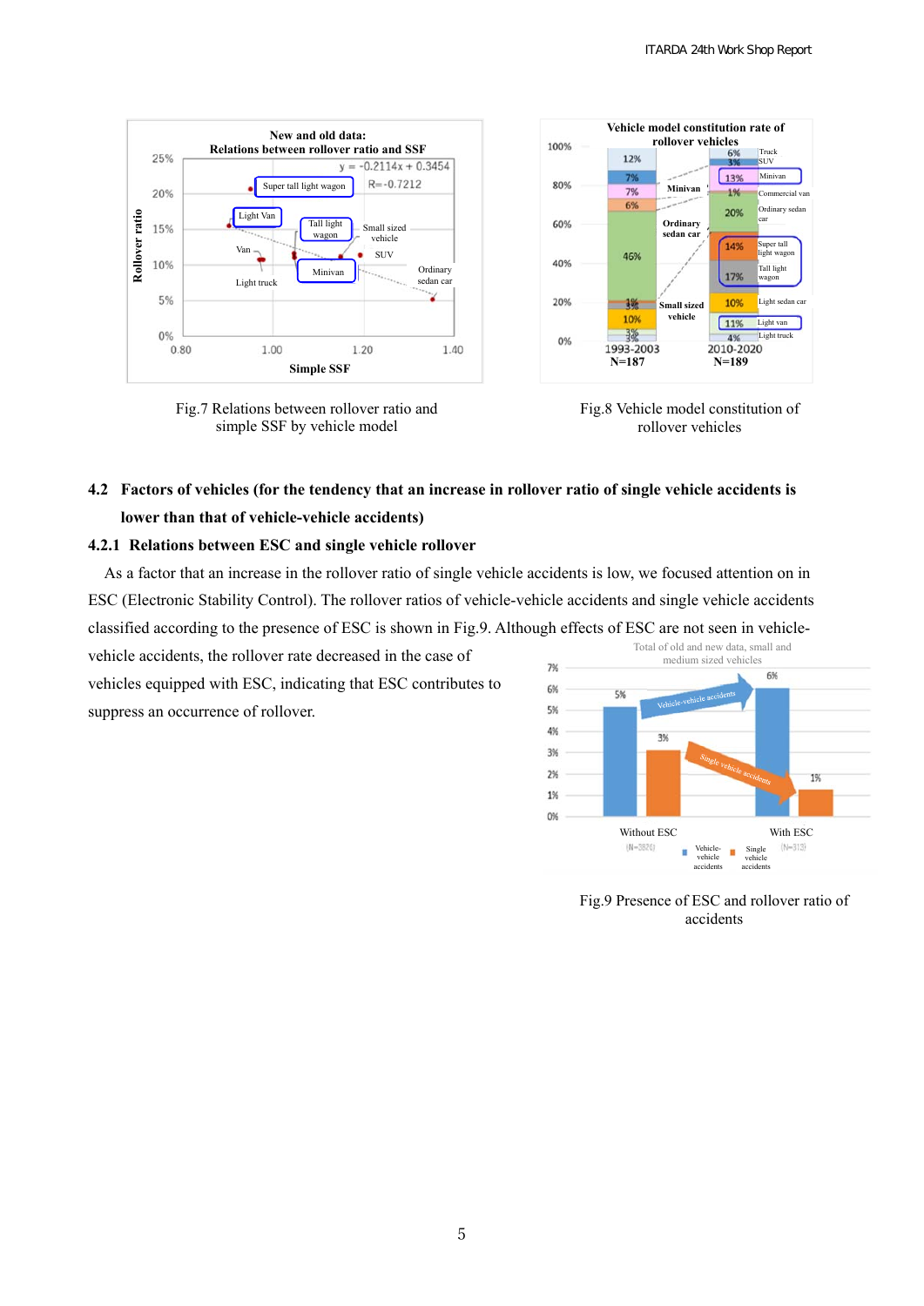Fig.7 Relations between rollover ratio and simple SSF by vehicle model

Fig.8 Vehicle model constitution of rollover vehicles

### 4.2 Factors of vehicles (for the tendency that an increase in rollover ratio of single vehicle accidents is lower than that of vehicle-vehicle accidents)

#### 4.2.1 Relations between ESC and single vehicle rollover

As a factor that an increase in the rollover ratio of single vehicle accidents is low, we focused attention on in ESC (Electronic Stability Control). The rollover ratios of vehicle-vehicle accidents and single vehicle accidents classified according to the presence of ESC is shown in Fig.9. Although effects of ESC are not seen in vehicle-vehicle accidents, the rollover rate decreased in the case of vehicles equipped with ESC, indicating that ESC contributes to suppress an occurrence of rollover.

Fig.9 Presence of ESC and rollover ratio of accidents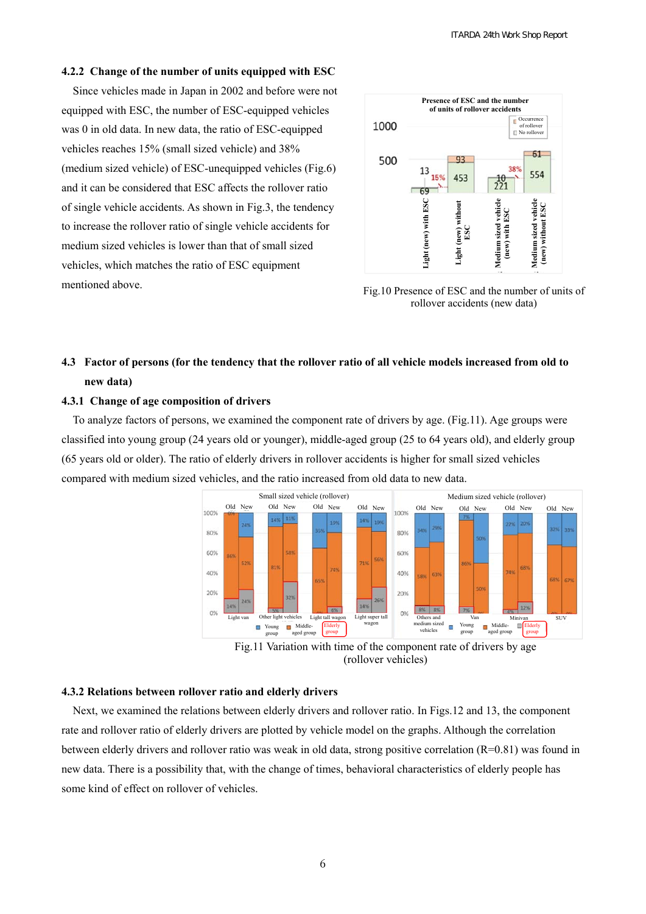### 4.2.2 Change of the number of units equipped with ESC

Since vehicles made in Japan in 2002 and before were not equipped with ESC, the number of ESC-equipped vehicles was 0 in old data. In new data, the ratio of ESC-equipped vehicles reaches 15% (small sized vehicle) and 38% (medium sized vehicle) of ESC-unequipped vehicles (Fig.6) and it can be considered that ESC affects the rollover ratio of single vehicle accidents. As shown in Fig.3, the tendency to increase the rollover ratio of single vehicle accidents for medium sized vehicles is lower than that of small sized vehicles, which matches the ratio of ESC equipment mentioned above.

Fig.10 Presence of ESC and the number of units of rollover accidents (new data)

## 4.3 Factor of persons (for the tendency that the rollover ratio of all vehicle models increased from old to new data)

### 4.3.1 Change of age composition of drivers

To analyze factors of persons, we examined the component rate of drivers by age. (Fig.11). Age groups were classified into young group (24 years old or younger), middle-aged group (25 to 64 years old), and elderly group (65 years old or older). The ratio of elderly drivers in rollover accidents is higher for small sized vehicles compared with medium sized vehicles, and the ratio increased from old data to new data.

Fig.11 Variation with time of the component rate of drivers by age (rollover vehicles)

### 4.3.2 Relations between rollover ratio and elderly drivers

Next, we examined the relations between elderly drivers and rollover ratio. In Figs.12 and 13, the component rate and rollover ratio of elderly drivers are plotted by vehicle model on the graphs. Although the correlation between elderly drivers and rollover ratio was weak in old data, strong positive correlation (R=0.81) was found in new data. There is a possibility that, with the change of times, behavioral characteristics of elderly people has some kind of effect on rollover of vehicles.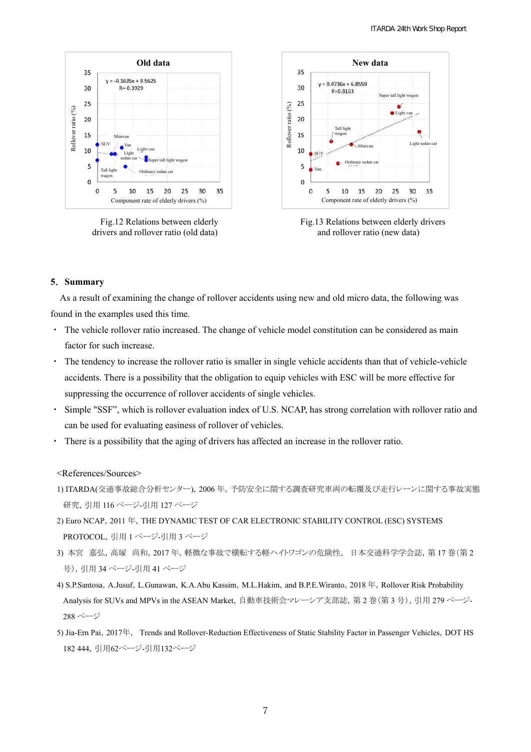Old data

y = -0.1635x + 9.5625
R=-0.3929

Rollover ratio (%)

35
30
25
20
15
10
5
0

0 5 10 15 20 25 30 35

Component rate of elderly drivers (%)

Minivan
SUV
Van
Light van
Light sedan car
Super tall light wagon
Tall light wagon
Ordinary sedan car

Fig.12 Relations between elderly drivers and rollover ratio (old data)

New data

y = 0.4736x + 6.8559
R=0.8163

Rollover ratio (%)

35
30
25
20
15
10
5
0

0 5 10 15 20 25 30 35

Component rate of elderly drivers (%)

Super tall light wagon
Light van
Tall light wagon
Light sedan car
Minivan
SUV
Ordinary sedan car
Van

Fig.13 Relations between elderly drivers and rollover ratio (new data)

## 5. Summary

As a result of examining the change of rollover accidents using new and old micro data, the following was found in the examples used this time.

- The vehicle rollover ratio increased. The change of vehicle model constitution can be considered as main factor for such increase.
- The tendency to increase the rollover ratio is smaller in single vehicle accidents than that of vehicle-vehicle accidents. There is a possibility that the obligation to equip vehicles with ESC will be more effective for suppressing the occurrence of rollover accidents of single vehicles.
- Simple "SSF", which is rollover evaluation index of U.S. NCAP, has strong correlation with rollover ratio and can be used for evaluating easiness of rollover of vehicles.
- There is a possibility that the aging of drivers has affected an increase in the rollover ratio.

<References/Sources>

1) ITARDA(交通事故総合分析センター), 2006 年, 予防安全に関する調査研究車両の転覆及び走行レーンに関する事故実態研究, 引用 116 ページ-引用 127 ページ

2) Euro NCAP, 2011 年, THE DYNAMIC TEST OF CAR ELECTRONIC STABILITY CONTROL (ESC) SYSTEMS PROTOCOL, 引用 1 ページ-引用 3 ページ

3) 本宮　嘉弘, 高塚　尚和, 2017 年, 軽微な事故で横転する軽ハイトワゴンの危険性,　日本交通科学学会誌, 第 17 巻(第 2 号), 引用 34 ページ-引用 41 ページ

4) S.P.Santosa, A.Jusuf, L.Gunawan, K.A.Abu Kassim, M.L.Hakim, and B.P.E.Wiranto, 2018 年, Rollover Risk Probability Analysis for SUVs and MPVs in the ASEAN Market, 自動車技術会マレーシア支部誌, 第 2 巻(第 3 号), 引用 279 ページ-288 ページ

5) Jia-Ern Pai, 2017年,　Trends and Rollover-Reduction Effectiveness of Static Stability Factor in Passenger Vehicles, DOT HS 182 444, 引用62ページ-引用132ページ